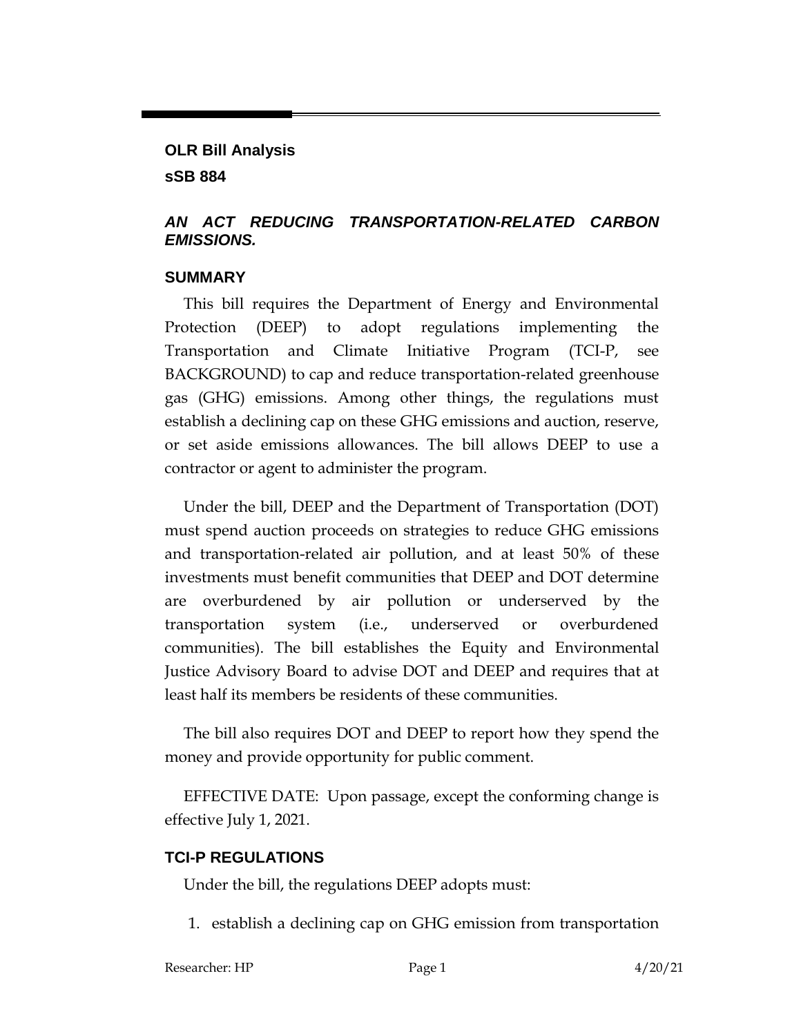**OLR Bill Analysis**

**sSB 884**

***AN ACT REDUCING TRANSPORTATION-RELATED CARBON EMISSIONS.***

## SUMMARY

This bill requires the Department of Energy and Environmental Protection (DEEP) to adopt regulations implementing the Transportation and Climate Initiative Program (TCI-P, see BACKGROUND) to cap and reduce transportation-related greenhouse gas (GHG) emissions. Among other things, the regulations must establish a declining cap on these GHG emissions and auction, reserve, or set aside emissions allowances. The bill allows DEEP to use a contractor or agent to administer the program.

Under the bill, DEEP and the Department of Transportation (DOT) must spend auction proceeds on strategies to reduce GHG emissions and transportation-related air pollution, and at least 50% of these investments must benefit communities that DEEP and DOT determine are overburdened by air pollution or underserved by the transportation system (i.e., underserved or overburdened communities). The bill establishes the Equity and Environmental Justice Advisory Board to advise DOT and DEEP and requires that at least half its members be residents of these communities.

The bill also requires DOT and DEEP to report how they spend the money and provide opportunity for public comment.

EFFECTIVE DATE: Upon passage, except the conforming change is effective July 1, 2021.

## TCI-P REGULATIONS

Under the bill, the regulations DEEP adopts must:

1. establish a declining cap on GHG emission from transportation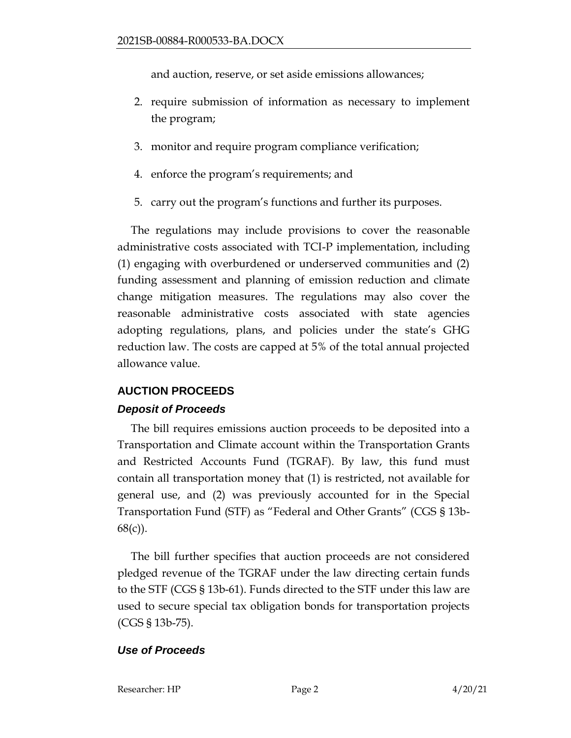and auction, reserve, or set aside emissions allowances;

2. require submission of information as necessary to implement the program;
3. monitor and require program compliance verification;
4. enforce the program's requirements; and
5. carry out the program's functions and further its purposes.

The regulations may include provisions to cover the reasonable administrative costs associated with TCI-P implementation, including (1) engaging with overburdened or underserved communities and (2) funding assessment and planning of emission reduction and climate change mitigation measures. The regulations may also cover the reasonable administrative costs associated with state agencies adopting regulations, plans, and policies under the state's GHG reduction law. The costs are capped at 5% of the total annual projected allowance value.

## AUCTION PROCEEDS

### *Deposit of Proceeds*

The bill requires emissions auction proceeds to be deposited into a Transportation and Climate account within the Transportation Grants and Restricted Accounts Fund (TGRAF). By law, this fund must contain all transportation money that (1) is restricted, not available for general use, and (2) was previously accounted for in the Special Transportation Fund (STF) as "Federal and Other Grants" (CGS § 13b-68(c)).

The bill further specifies that auction proceeds are not considered pledged revenue of the TGRAF under the law directing certain funds to the STF (CGS § 13b-61). Funds directed to the STF under this law are used to secure special tax obligation bonds for transportation projects (CGS § 13b-75).

### *Use of Proceeds*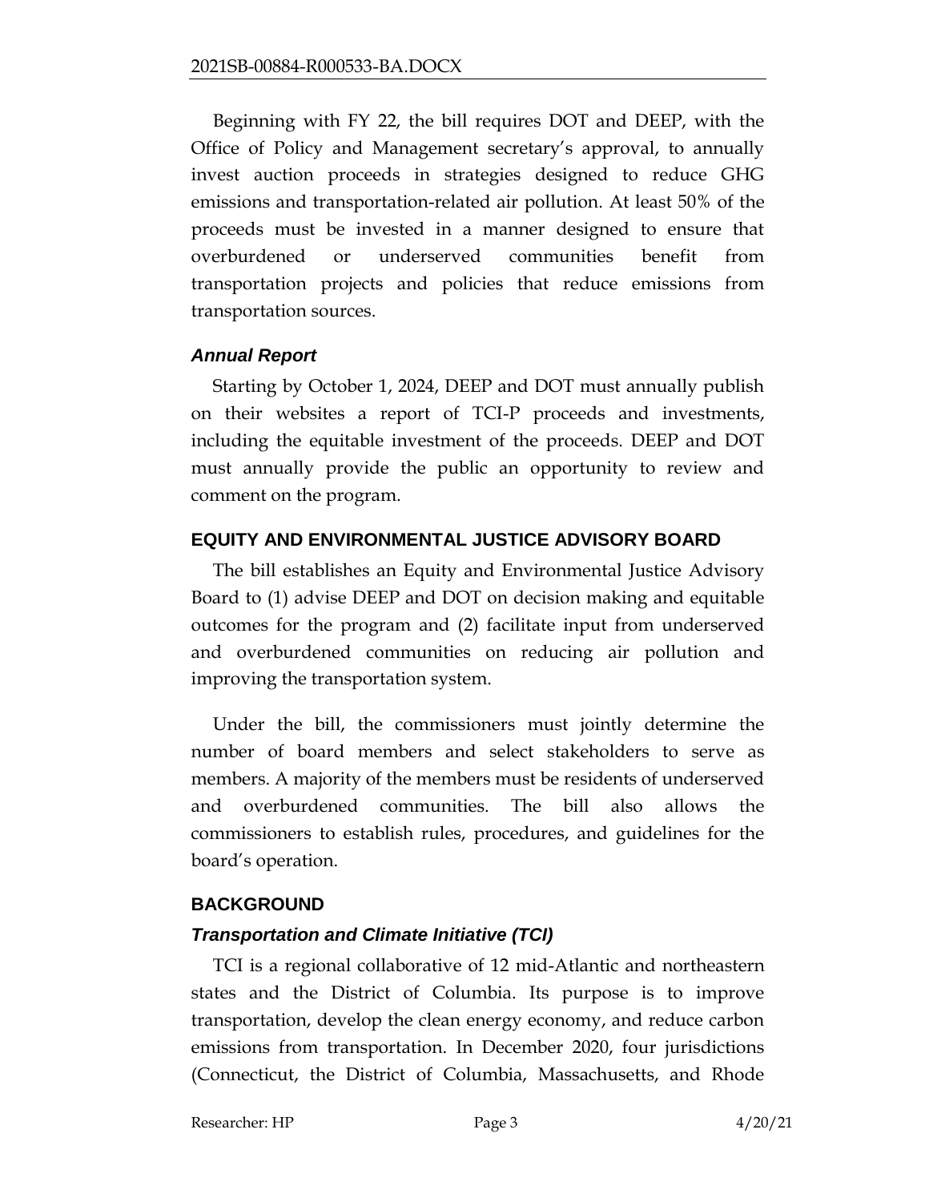Beginning with FY 22, the bill requires DOT and DEEP, with the Office of Policy and Management secretary's approval, to annually invest auction proceeds in strategies designed to reduce GHG emissions and transportation-related air pollution. At least 50% of the proceeds must be invested in a manner designed to ensure that overburdened or underserved communities benefit from transportation projects and policies that reduce emissions from transportation sources.

### *Annual Report*

Starting by October 1, 2024, DEEP and DOT must annually publish on their websites a report of TCI-P proceeds and investments, including the equitable investment of the proceeds. DEEP and DOT must annually provide the public an opportunity to review and comment on the program.

## EQUITY AND ENVIRONMENTAL JUSTICE ADVISORY BOARD

The bill establishes an Equity and Environmental Justice Advisory Board to (1) advise DEEP and DOT on decision making and equitable outcomes for the program and (2) facilitate input from underserved and overburdened communities on reducing air pollution and improving the transportation system.

Under the bill, the commissioners must jointly determine the number of board members and select stakeholders to serve as members. A majority of the members must be residents of underserved and overburdened communities. The bill also allows the commissioners to establish rules, procedures, and guidelines for the board's operation.

## BACKGROUND

### *Transportation and Climate Initiative (TCI)*

TCI is a regional collaborative of 12 mid-Atlantic and northeastern states and the District of Columbia. Its purpose is to improve transportation, develop the clean energy economy, and reduce carbon emissions from transportation. In December 2020, four jurisdictions (Connecticut, the District of Columbia, Massachusetts, and Rhode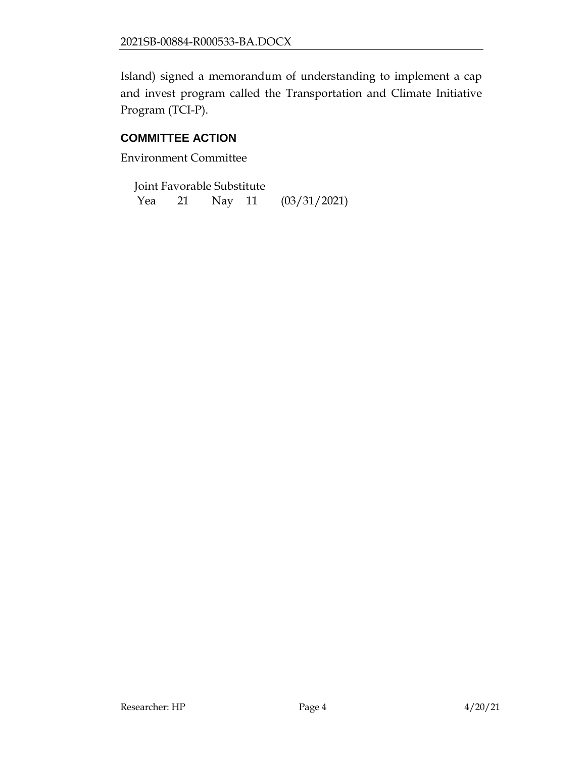Island) signed a memorandum of understanding to implement a cap and invest program called the Transportation and Climate Initiative Program (TCI-P).

## COMMITTEE ACTION

Environment Committee

Joint Favorable Substitute

| | | | | |
|---|---|---|---|---|
| Yea | 21 | Nay | 11 | (03/31/2021) |